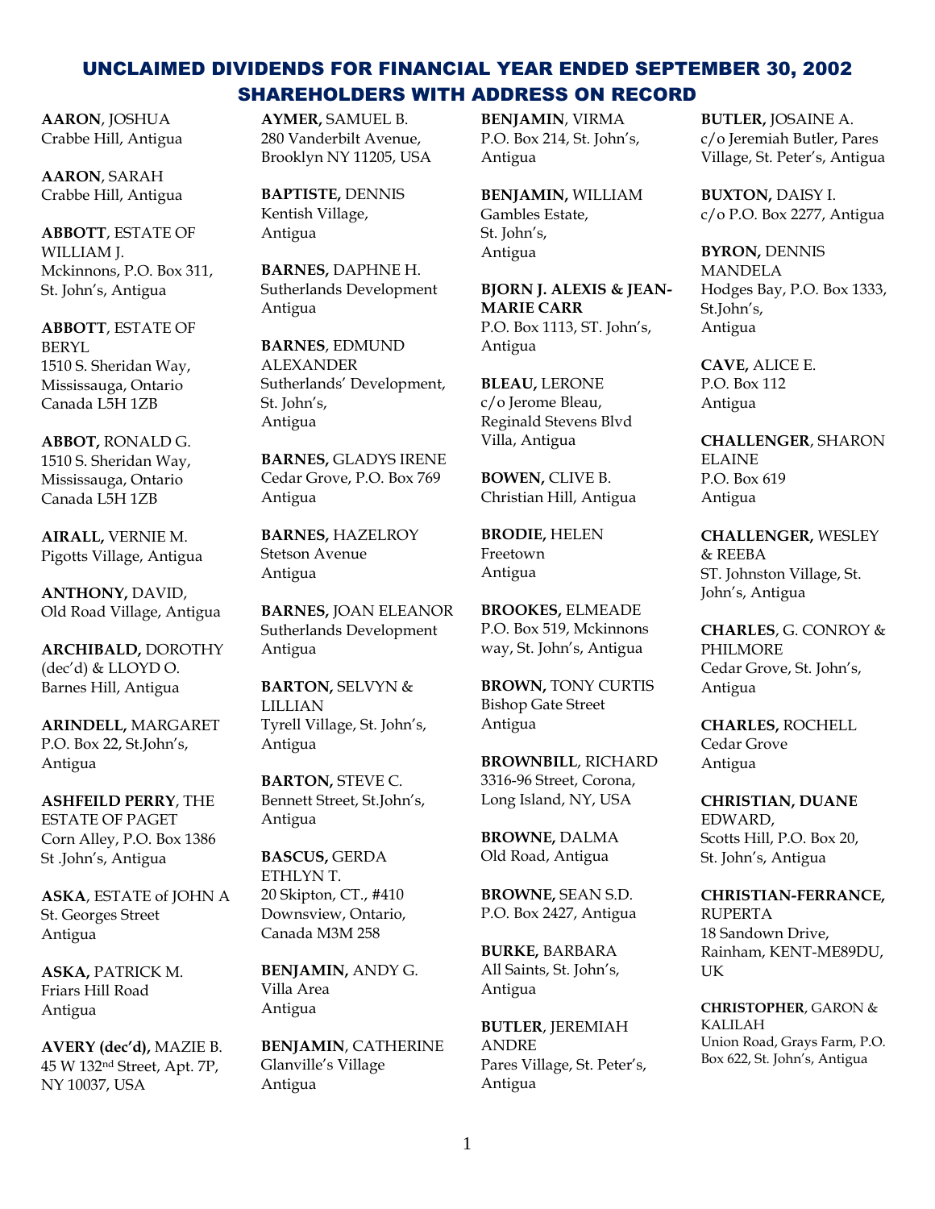# UNCLAIMED DIVIDENDS FOR FINANCIAL YEAR ENDED SEPTEMBER 30, 2002
## SHAREHOLDERS WITH ADDRESS ON RECORD

**AARON**, JOSHUA
Crabbe Hill, Antigua

**AARON**, SARAH
Crabbe Hill, Antigua

**ABBOTT**, ESTATE OF WILLIAM J.
Mckinnons, P.O. Box 311, St. John's, Antigua

**ABBOTT**, ESTATE OF BERYL
1510 S. Sheridan Way, Mississauga, Ontario Canada L5H 1ZB

**ABBOT,** RONALD G.
1510 S. Sheridan Way, Mississauga, Ontario Canada L5H 1ZB

**AIRALL,** VERNIE M.
Pigotts Village, Antigua

**ANTHONY,** DAVID,
Old Road Village, Antigua

**ARCHIBALD,** DOROTHY (dec'd) & LLOYD O.
Barnes Hill, Antigua

**ARINDELL,** MARGARET
P.O. Box 22, St.John's, Antigua

**ASHFEILD PERRY**, THE ESTATE OF PAGET
Corn Alley, P.O. Box 1386 St .John's, Antigua

**ASKA**, ESTATE of JOHN A
St. Georges Street Antigua

**ASKA,** PATRICK M.
Friars Hill Road Antigua

**AVERY (dec'd),** MAZIE B.
45 W 132nd Street, Apt. 7P, NY 10037, USA

**AYMER,** SAMUEL B.
280 Vanderbilt Avenue, Brooklyn NY 11205, USA

**BAPTISTE,** DENNIS
Kentish Village, Antigua

**BARNES,** DAPHNE H.
Sutherlands Development Antigua

**BARNES**, EDMUND ALEXANDER
Sutherlands' Development, St. John's, Antigua

**BARNES,** GLADYS IRENE
Cedar Grove, P.O. Box 769 Antigua

**BARNES,** HAZELROY
Stetson Avenue Antigua

**BARNES,** JOAN ELEANOR
Sutherlands Development Antigua

**BARTON,** SELVYN & LILLIAN
Tyrell Village, St. John's, Antigua

**BARTON,** STEVE C.
Bennett Street, St.John's, Antigua

**BASCUS,** GERDA ETHLYN T.
20 Skipton, CT., #410 Downsview, Ontario, Canada M3M 258

**BENJAMIN,** ANDY G.
Villa Area Antigua

**BENJAMIN**, CATHERINE
Glanville's Village Antigua

**BENJAMIN**, VIRMA
P.O. Box 214, St. John's, Antigua

**BENJAMIN,** WILLIAM
Gambles Estate, St. John's, Antigua

**BJORN J. ALEXIS & JEAN-MARIE CARR**
P.O. Box 1113, ST. John's, Antigua

**BLEAU,** LERONE
c/o Jerome Bleau, Reginald Stevens Blvd Villa, Antigua

**BOWEN,** CLIVE B.
Christian Hill, Antigua

**BRODIE,** HELEN
Freetown Antigua

**BROOKES,** ELMEADE
P.O. Box 519, Mckinnons way, St. John's, Antigua

**BROWN,** TONY CURTIS
Bishop Gate Street Antigua

**BROWNBILL**, RICHARD
3316-96 Street, Corona, Long Island, NY, USA

**BROWNE,** DALMA
Old Road, Antigua

**BROWNE,** SEAN S.D.
P.O. Box 2427, Antigua

**BURKE,** BARBARA
All Saints, St. John's, Antigua

**BUTLER**, JEREMIAH ANDRE
Pares Village, St. Peter's, Antigua

**BUTLER,** JOSAINE A.
c/o Jeremiah Butler, Pares Village, St. Peter's, Antigua

**BUXTON,** DAISY I.
c/o P.O. Box 2277, Antigua

**BYRON,** DENNIS MANDELA
Hodges Bay, P.O. Box 1333, St.John's, Antigua

**CAVE,** ALICE E.
P.O. Box 112 Antigua

**CHALLENGER**, SHARON ELAINE
P.O. Box 619 Antigua

**CHALLENGER,** WESLEY & REEBA
ST. Johnston Village, St. John's, Antigua

**CHARLES**, G. CONROY & PHILMORE
Cedar Grove, St. John's, Antigua

**CHARLES,** ROCHELL
Cedar Grove Antigua

**CHRISTIAN, DUANE** EDWARD,
Scotts Hill, P.O. Box 20, St. John's, Antigua

**CHRISTIAN-FERRANCE,** RUPERTA
18 Sandown Drive, Rainham, KENT-ME89DU, UK

**CHRISTOPHER**, GARON & KALILAH
Union Road, Grays Farm, P.O. Box 622, St. John's, Antigua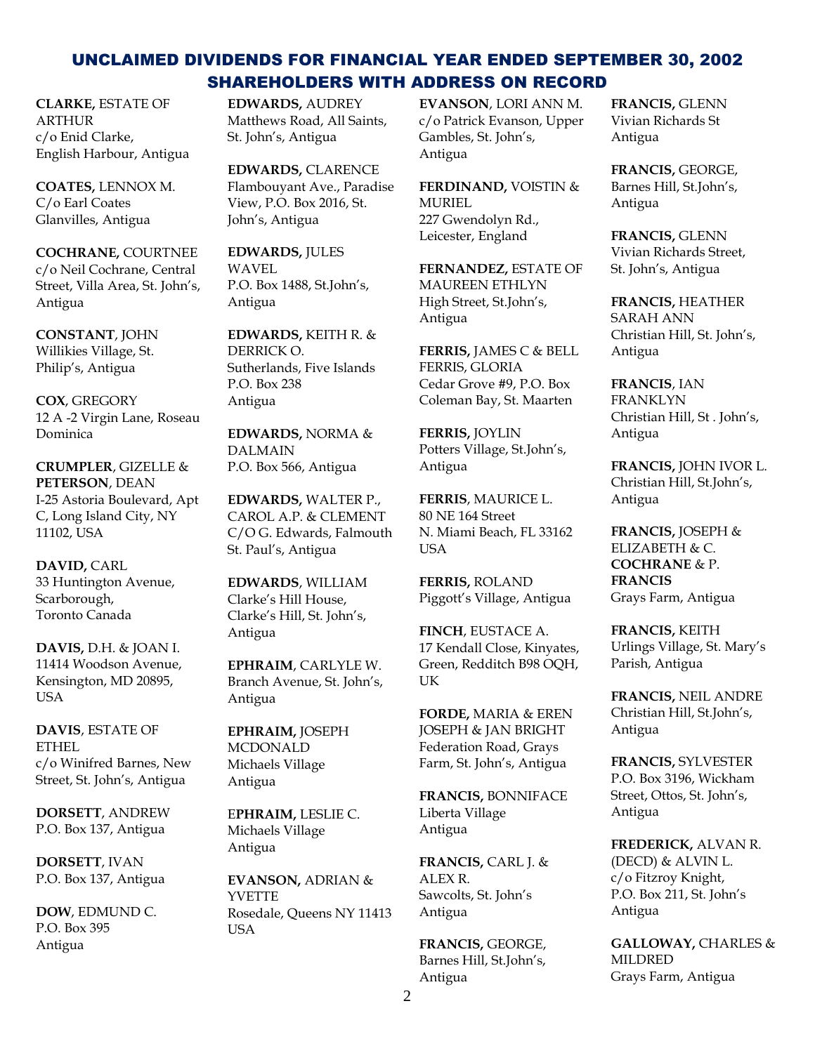# UNCLAIMED DIVIDENDS FOR FINANCIAL YEAR ENDED SEPTEMBER 30, 2002
## SHAREHOLDERS WITH ADDRESS ON RECORD

**CLARKE,** ESTATE OF ARTHUR
c/o Enid Clarke, English Harbour, Antigua

**COATES,** LENNOX M.
C/o Earl Coates
Glanvilles, Antigua

**COCHRANE,** COURTNEE
c/o Neil Cochrane, Central Street, Villa Area, St. John's, Antigua

**CONSTANT**, JOHN
Willikies Village, St. Philip's, Antigua

**COX**, GREGORY
12 A -2 Virgin Lane, Roseau Dominica

**CRUMPLER**, GIZELLE & **PETERSON**, DEAN
I-25 Astoria Boulevard, Apt C, Long Island City, NY 11102, USA

**DAVID,** CARL
33 Huntington Avenue, Scarborough, Toronto Canada

**DAVIS,** D.H. & JOAN I.
11414 Woodson Avenue, Kensington, MD 20895, USA

**DAVIS**, ESTATE OF ETHEL
c/o Winifred Barnes, New Street, St. John's, Antigua

**DORSETT**, ANDREW
P.O. Box 137, Antigua

**DORSETT**, IVAN
P.O. Box 137, Antigua

**DOW**, EDMUND C.
P.O. Box 395
Antigua

**EDWARDS,** AUDREY
Matthews Road, All Saints, St. John's, Antigua

**EDWARDS,** CLARENCE
Flambouyant Ave., Paradise View, P.O. Box 2016, St. John's, Antigua

**EDWARDS,** JULES WAVEL
P.O. Box 1488, St.John's, Antigua

**EDWARDS,** KEITH R. & DERRICK O.
Sutherlands, Five Islands
P.O. Box 238
Antigua

**EDWARDS,** NORMA & DALMAIN
P.O. Box 566, Antigua

**EDWARDS,** WALTER P., CAROL A.P. & CLEMENT
C/O G. Edwards, Falmouth St. Paul's, Antigua

**EDWARDS**, WILLIAM
Clarke's Hill House, Clarke's Hill, St. John's, Antigua

**EPHRAIM**, CARLYLE W.
Branch Avenue, St. John's, Antigua

**EPHRAIM,** JOSEPH MCDONALD
Michaels Village
Antigua

**EPHRAIM,** LESLIE C.
Michaels Village
Antigua

**EVANSON,** ADRIAN & YVETTE
Rosedale, Queens NY 11413 USA

**EVANSON**, LORI ANN M.
c/o Patrick Evanson, Upper Gambles, St. John's, Antigua

**FERDINAND,** VOISTIN & MURIEL
227 Gwendolyn Rd., Leicester, England

**FERNANDEZ,** ESTATE OF MAUREEN ETHLYN
High Street, St.John's, Antigua

**FERRIS,** JAMES C & BELL FERRIS, GLORIA
Cedar Grove #9, P.O. Box Coleman Bay, St. Maarten

**FERRIS,** JOYLIN
Potters Village, St.John's, Antigua

**FERRIS**, MAURICE L.
80 NE 164 Street
N. Miami Beach, FL 33162 USA

**FERRIS,** ROLAND
Piggott's Village, Antigua

**FINCH**, EUSTACE A.
17 Kendall Close, Kinyates, Green, Redditch B98 OQH, UK

**FORDE,** MARIA & EREN JOSEPH & JAN BRIGHT
Federation Road, Grays Farm, St. John's, Antigua

**FRANCIS,** BONNIFACE
Liberta Village
Antigua

**FRANCIS,** CARL J. & ALEX R.
Sawcolts, St. John's Antigua

**FRANCIS,** GEORGE,
Barnes Hill, St.John's, Antigua

**FRANCIS,** GLENN
Vivian Richards St
Antigua

**FRANCIS,** GEORGE,
Barnes Hill, St.John's, Antigua

**FRANCIS,** GLENN
Vivian Richards Street, St. John's, Antigua

**FRANCIS,** HEATHER SARAH ANN
Christian Hill, St. John's, Antigua

**FRANCIS**, IAN FRANKLYN
Christian Hill, St . John's, Antigua

**FRANCIS,** JOHN IVOR L.
Christian Hill, St.John's, Antigua

**FRANCIS,** JOSEPH & ELIZABETH & C. **COCHRANE** & P. **FRANCIS**
Grays Farm, Antigua

**FRANCIS,** KEITH
Urlings Village, St. Mary's Parish, Antigua

**FRANCIS,** NEIL ANDRE
Christian Hill, St.John's, Antigua

**FRANCIS,** SYLVESTER
P.O. Box 3196, Wickham Street, Ottos, St. John's, Antigua

**FREDERICK,** ALVAN R. (DECD) & ALVIN L.
c/o Fitzroy Knight, P.O. Box 211, St. John's Antigua

**GALLOWAY,** CHARLES & MILDRED
Grays Farm, Antigua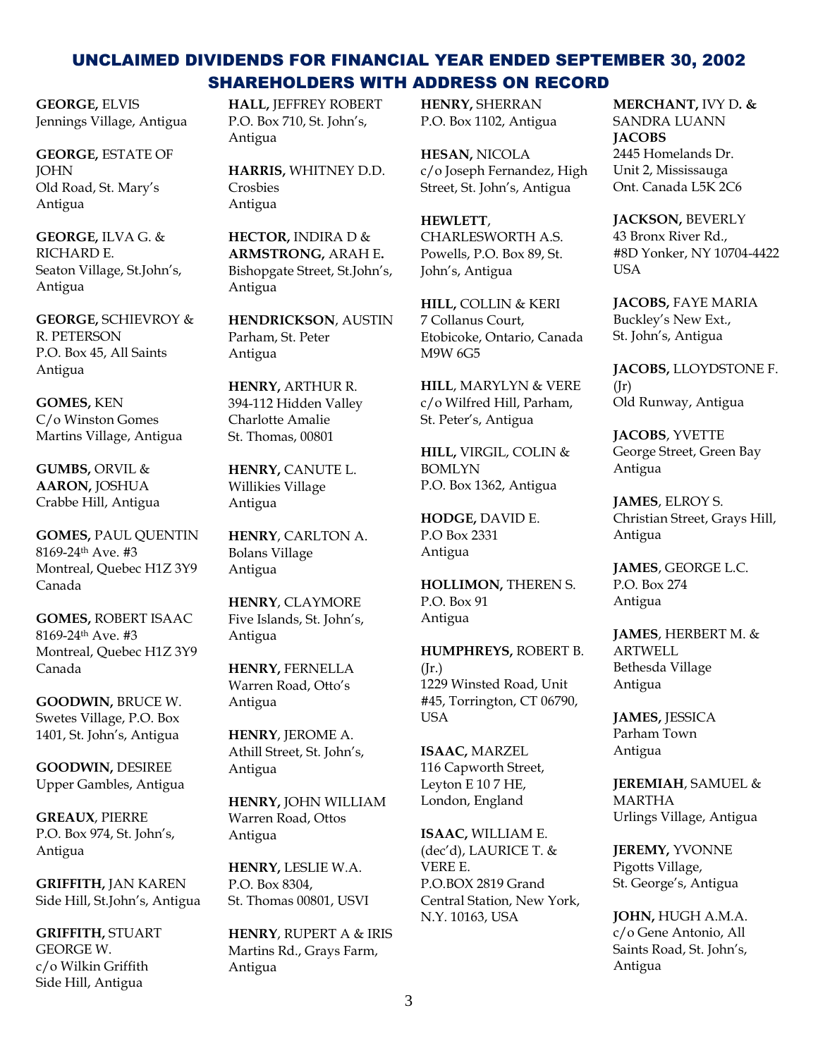# UNCLAIMED DIVIDENDS FOR FINANCIAL YEAR ENDED SEPTEMBER 30, 2002
## SHAREHOLDERS WITH ADDRESS ON RECORD

**GEORGE,** ELVIS
Jennings Village, Antigua

**GEORGE,** ESTATE OF JOHN
Old Road, St. Mary's
Antigua

**GEORGE,** ILVA G. & RICHARD E.
Seaton Village, St.John's, Antigua

**GEORGE,** SCHIEVROY & R. PETERSON
P.O. Box 45, All Saints
Antigua

**GOMES,** KEN
C/o Winston Gomes
Martins Village, Antigua

**GUMBS,** ORVIL & **AARON,** JOSHUA
Crabbe Hill, Antigua

**GOMES,** PAUL QUENTIN
8169-24th Ave. #3
Montreal, Quebec H1Z 3Y9
Canada

**GOMES,** ROBERT ISAAC
8169-24th Ave. #3
Montreal, Quebec H1Z 3Y9
Canada

**GOODWIN,** BRUCE W.
Swetes Village, P.O. Box 1401, St. John's, Antigua

**GOODWIN,** DESIREE
Upper Gambles, Antigua

**GREAUX**, PIERRE
P.O. Box 974, St. John's, Antigua

**GRIFFITH,** JAN KAREN
Side Hill, St.John's, Antigua

**GRIFFITH,** STUART GEORGE W.
c/o Wilkin Griffith
Side Hill, Antigua

**HALL,** JEFFREY ROBERT
P.O. Box 710, St. John's, Antigua

**HARRIS,** WHITNEY D.D.
Crosbies
Antigua

**HECTOR,** INDIRA D & **ARMSTRONG,** ARAH E.
Bishopgate Street, St.John's, Antigua

**HENDRICKSON**, AUSTIN
Parham, St. Peter
Antigua

**HENRY,** ARTHUR R.
394-112 Hidden Valley
Charlotte Amalie
St. Thomas, 00801

**HENRY,** CANUTE L.
Willikies Village
Antigua

**HENRY**, CARLTON A.
Bolans Village
Antigua

**HENRY**, CLAYMORE
Five Islands, St. John's, Antigua

**HENRY,** FERNELLA
Warren Road, Otto's
Antigua

**HENRY**, JEROME A.
Athill Street, St. John's, Antigua

**HENRY,** JOHN WILLIAM
Warren Road, Ottos
Antigua

**HENRY,** LESLIE W.A.
P.O. Box 8304,
St. Thomas 00801, USVI

**HENRY**, RUPERT A & IRIS
Martins Rd., Grays Farm, Antigua

**HENRY,** SHERRAN
P.O. Box 1102, Antigua

**HESAN,** NICOLA
c/o Joseph Fernandez, High Street, St. John's, Antigua

**HEWLETT**, CHARLESWORTH A.S.
Powells, P.O. Box 89, St. John's, Antigua

**HILL,** COLLIN & KERI
7 Collanus Court, Etobicoke, Ontario, Canada M9W 6G5

**HILL**, MARYLYN & VERE
c/o Wilfred Hill, Parham, St. Peter's, Antigua

**HILL,** VIRGIL, COLIN & BOMLYN
P.O. Box 1362, Antigua

**HODGE,** DAVID E.
P.O Box 2331
Antigua

**HOLLIMON,** THEREN S.
P.O. Box 91
Antigua

**HUMPHREYS,** ROBERT B. (Jr.)
1229 Winsted Road, Unit #45, Torrington, CT 06790, USA

**ISAAC,** MARZEL
116 Capworth Street, Leyton E 10 7 HE, London, England

**ISAAC,** WILLIAM E. (dec'd), LAURICE T. & VERE E.
P.O.BOX 2819 Grand Central Station, New York, N.Y. 10163, USA

**MERCHANT,** IVY D**.** & SANDRA LUANN **JACOBS**
2445 Homelands Dr. Unit 2, Mississauga Ont. Canada L5K 2C6

**JACKSON,** BEVERLY
43 Bronx River Rd., #8D Yonker, NY 10704-4422 USA

**JACOBS,** FAYE MARIA
Buckley's New Ext., St. John's, Antigua

**JACOBS,** LLOYDSTONE F. (Jr)
Old Runway, Antigua

**JACOBS**, YVETTE
George Street, Green Bay Antigua

**JAMES**, ELROY S.
Christian Street, Grays Hill, Antigua

**JAMES**, GEORGE L.C.
P.O. Box 274
Antigua

**JAMES**, HERBERT M. & ARTWELL
Bethesda Village
Antigua

**JAMES,** JESSICA
Parham Town
Antigua

**JEREMIAH**, SAMUEL & MARTHA
Urlings Village, Antigua

**JEREMY,** YVONNE
Pigotts Village, St. George's, Antigua

**JOHN,** HUGH A.M.A.
c/o Gene Antonio, All Saints Road, St. John's, Antigua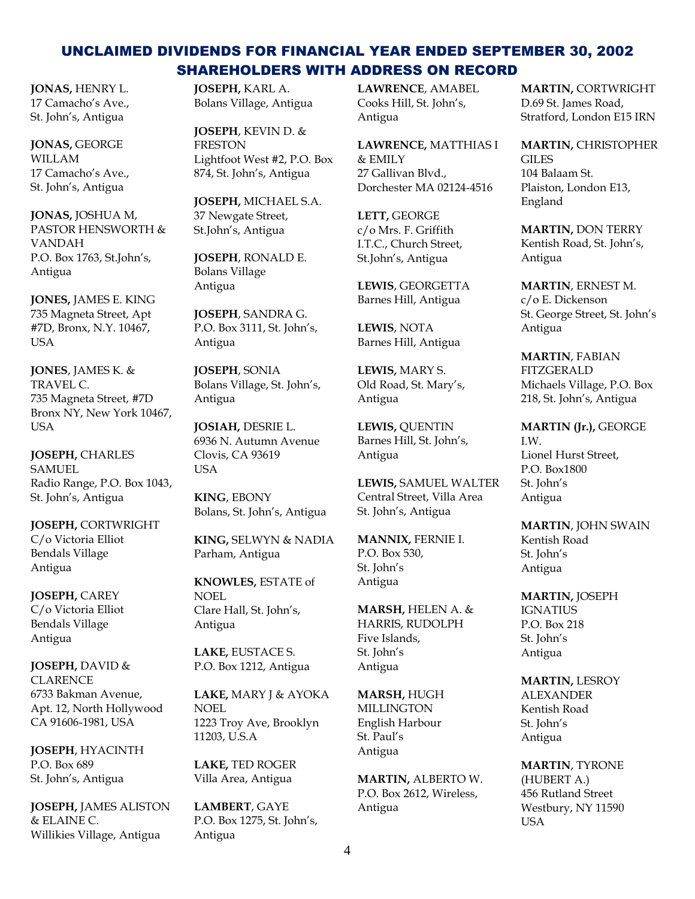# UNCLAIMED DIVIDENDS FOR FINANCIAL YEAR ENDED SEPTEMBER 30, 2002
## SHAREHOLDERS WITH ADDRESS ON RECORD

**JONAS,** HENRY L.
17 Camacho's Ave.,
St. John's, Antigua

**JONAS,** GEORGE WILLAM
17 Camacho's Ave.,
St. John's, Antigua

**JONAS,** JOSHUA M, PASTOR HENSWORTH & VANDAH
P.O. Box 1763, St.John's, Antigua

**JONES,** JAMES E. KING
735 Magneta Street, Apt #7D, Bronx, N.Y. 10467, USA

**JONES**, JAMES K. & TRAVEL C.
735 Magneta Street, #7D
Bronx NY, New York 10467, USA

**JOSEPH,** CHARLES SAMUEL
Radio Range, P.O. Box 1043, St. John's, Antigua

**JOSEPH,** CORTWRIGHT
C/o Victoria Elliot
Bendals Village
Antigua

**JOSEPH,** CAREY
C/o Victoria Elliot
Bendals Village
Antigua

**JOSEPH,** DAVID & CLARENCE
6733 Bakman Avenue, Apt. 12, North Hollywood CA 91606-1981, USA

**JOSEPH**, HYACINTH
P.O. Box 689
St. John's, Antigua

**JOSEPH,** JAMES ALISTON & ELAINE C.
Willikies Village, Antigua

**JOSEPH,** KARL A.
Bolans Village, Antigua

**JOSEPH**, KEVIN D. & FRESTON
Lightfoot West #2, P.O. Box 874, St. John's, Antigua

**JOSEPH,** MICHAEL S.A.
37 Newgate Street,
St.John's, Antigua

**JOSEPH**, RONALD E.
Bolans Village
Antigua

**JOSEPH**, SANDRA G.
P.O. Box 3111, St. John's, Antigua

**JOSEPH**, SONIA
Bolans Village, St. John's, Antigua

**JOSIAH,** DESRIE L.
6936 N. Autumn Avenue
Clovis, CA 93619
USA

**KING**, EBONY
Bolans, St. John's, Antigua

**KING,** SELWYN & NADIA
Parham, Antigua

**KNOWLES,** ESTATE of NOEL
Clare Hall, St. John's, Antigua

**LAKE,** EUSTACE S.
P.O. Box 1212, Antigua

**LAKE,** MARY J & AYOKA NOEL
1223 Troy Ave, Brooklyn 11203, U.S.A

**LAKE,** TED ROGER
Villa Area, Antigua

**LAMBERT**, GAYE
P.O. Box 1275, St. John's, Antigua

**LAWRENCE**, AMABEL
Cooks Hill, St. John's, Antigua

**LAWRENCE,** MATTHIAS I & EMILY
27 Gallivan Blvd.,
Dorchester MA 02124-4516

**LETT,** GEORGE
c/o Mrs. F. Griffith
I.T.C., Church Street,
St.John's, Antigua

**LEWIS**, GEORGETTA
Barnes Hill, Antigua

**LEWIS**, NOTA
Barnes Hill, Antigua

**LEWIS,** MARY S.
Old Road, St. Mary's, Antigua

**LEWIS,** QUENTIN
Barnes Hill, St. John's, Antigua

**LEWIS,** SAMUEL WALTER
Central Street, Villa Area
St. John's, Antigua

**MANNIX,** FERNIE I.
P.O. Box 530,
St. John's
Antigua

**MARSH,** HELEN A. & HARRIS, RUDOLPH
Five Islands,
St. John's
Antigua

**MARSH,** HUGH MILLINGTON
English Harbour
St. Paul's
Antigua

**MARTIN,** ALBERTO W.
P.O. Box 2612, Wireless, Antigua

**MARTIN,** CORTWRIGHT
D.69 St. James Road,
Stratford, London E15 IRN

**MARTIN,** CHRISTOPHER GILES
104 Balaam St.
Plaiston, London E13, England

**MARTIN,** DON TERRY
Kentish Road, St. John's, Antigua

**MARTIN**, ERNEST M.
c/o E. Dickenson
St. George Street, St. John's Antigua

**MARTIN**, FABIAN FITZGERALD
Michaels Village, P.O. Box 218, St. John's, Antigua

**MARTIN (Jr.),** GEORGE I.W.
Lionel Hurst Street,
P.O. Box1800
St. John's
Antigua

**MARTIN**, JOHN SWAIN
Kentish Road
St. John's
Antigua

**MARTIN,** JOSEPH IGNATIUS
P.O. Box 218
St. John's
Antigua

**MARTIN,** LESROY ALEXANDER
Kentish Road
St. John's
Antigua

**MARTIN**, TYRONE (HUBERT A.)
456 Rutland Street
Westbury, NY 11590
USA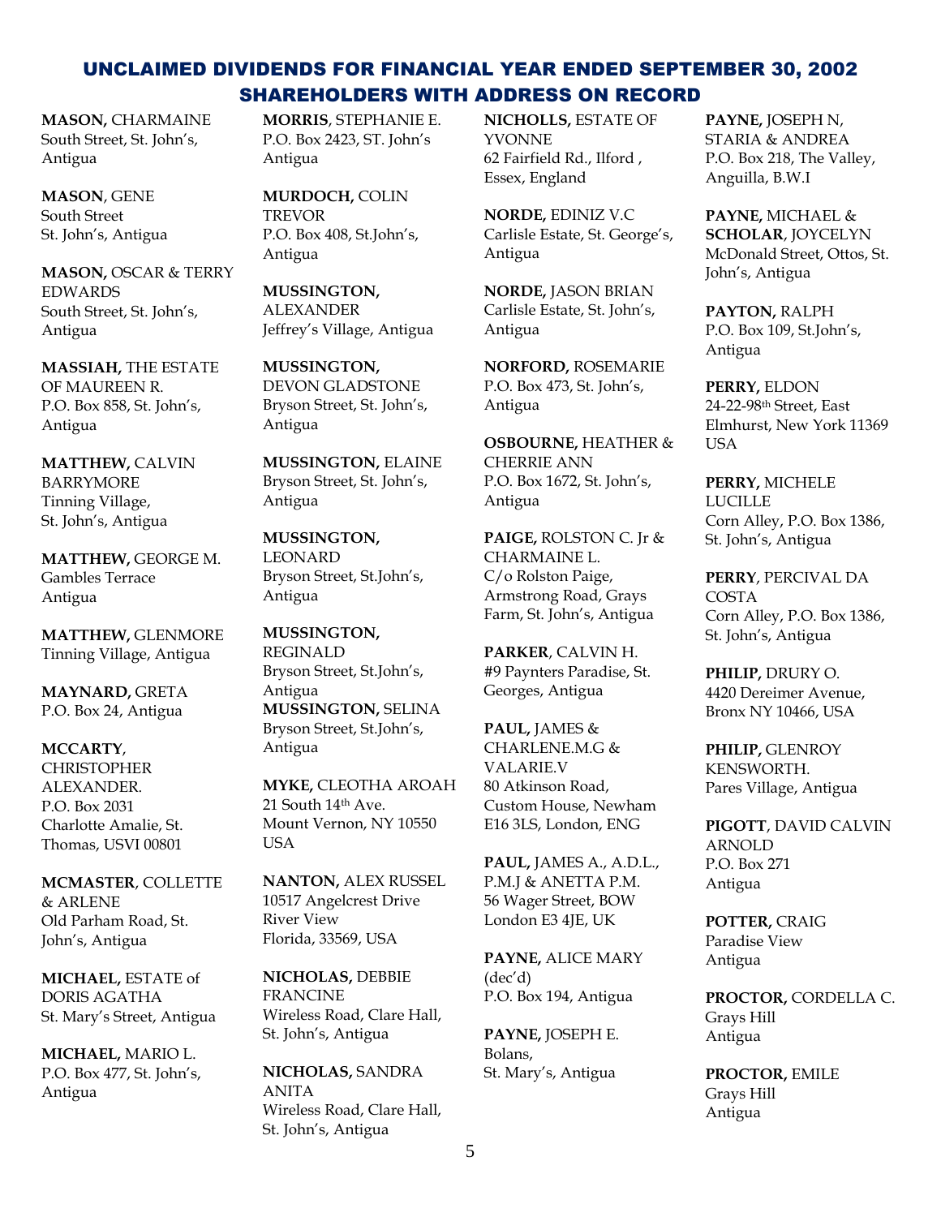# UNCLAIMED DIVIDENDS FOR FINANCIAL YEAR ENDED SEPTEMBER 30, 2002
## SHAREHOLDERS WITH ADDRESS ON RECORD

**MASON,** CHARMAINE
South Street, St. John's, Antigua

**MASON**, GENE
South Street
St. John's, Antigua

**MASON,** OSCAR & TERRY EDWARDS
South Street, St. John's, Antigua

**MASSIAH,** THE ESTATE OF MAUREEN R.
P.O. Box 858, St. John's, Antigua

**MATTHEW,** CALVIN BARRYMORE
Tinning Village,
St. John's, Antigua

**MATTHEW,** GEORGE M.
Gambles Terrace
Antigua

**MATTHEW,** GLENMORE
Tinning Village, Antigua

**MAYNARD,** GRETA
P.O. Box 24, Antigua

**MCCARTY**, CHRISTOPHER ALEXANDER.
P.O. Box 2031
Charlotte Amalie, St. Thomas, USVI 00801

**MCMASTER**, COLLETTE & ARLENE
Old Parham Road, St. John's, Antigua

**MICHAEL,** ESTATE of DORIS AGATHA
St. Mary's Street, Antigua

**MICHAEL,** MARIO L.
P.O. Box 477, St. John's, Antigua

**MORRIS**, STEPHANIE E.
P.O. Box 2423, ST. John's Antigua

**MURDOCH,** COLIN TREVOR
P.O. Box 408, St.John's, Antigua

**MUSSINGTON,** ALEXANDER
Jeffrey's Village, Antigua

**MUSSINGTON,** DEVON GLADSTONE
Bryson Street, St. John's, Antigua

**MUSSINGTON,** ELAINE
Bryson Street, St. John's, Antigua

**MUSSINGTON,** LEONARD
Bryson Street, St.John's, Antigua

**MUSSINGTON,** REGINALD
Bryson Street, St.John's, Antigua

**MUSSINGTON,** SELINA
Bryson Street, St.John's, Antigua

**MYKE,** CLEOTHA AROAH
21 South 14th Ave.
Mount Vernon, NY 10550
USA

**NANTON,** ALEX RUSSEL
10517 Angelcrest Drive
River View
Florida, 33569, USA

**NICHOLAS,** DEBBIE FRANCINE
Wireless Road, Clare Hall, St. John's, Antigua

**NICHOLAS,** SANDRA ANITA
Wireless Road, Clare Hall, St. John's, Antigua

**NICHOLLS,** ESTATE OF YVONNE
62 Fairfield Rd., Ilford , Essex, England

**NORDE,** EDINIZ V.C
Carlisle Estate, St. George's, Antigua

**NORDE,** JASON BRIAN
Carlisle Estate, St. John's, Antigua

**NORFORD,** ROSEMARIE
P.O. Box 473, St. John's, Antigua

**OSBOURNE,** HEATHER & CHERRIE ANN
P.O. Box 1672, St. John's, Antigua

**PAIGE,** ROLSTON C. Jr & CHARMAINE L.
C/o Rolston Paige, Armstrong Road, Grays Farm, St. John's, Antigua

**PARKER**, CALVIN H.
#9 Paynters Paradise, St. Georges, Antigua

**PAUL,** JAMES & CHARLENE.M.G & VALARIE.V
80 Atkinson Road, Custom House, Newham E16 3LS, London, ENG

**PAUL,** JAMES A., A.D.L., P.M.J & ANETTA P.M.
56 Wager Street, BOW
London E3 4JE, UK

**PAYNE,** ALICE MARY (dec'd)
P.O. Box 194, Antigua

**PAYNE,** JOSEPH E.
Bolans,
St. Mary's, Antigua

**PAYNE,** JOSEPH N, STARIA & ANDREA
P.O. Box 218, The Valley, Anguilla, B.W.I

**PAYNE,** MICHAEL & **SCHOLAR**, JOYCELYN
McDonald Street, Ottos, St. John's, Antigua

**PAYTON,** RALPH
P.O. Box 109, St.John's, Antigua

**PERRY,** ELDON
24-22-98th Street, East Elmhurst, New York 11369 USA

**PERRY,** MICHELE LUCILLE
Corn Alley, P.O. Box 1386, St. John's, Antigua

**PERRY**, PERCIVAL DA COSTA
Corn Alley, P.O. Box 1386, St. John's, Antigua

**PHILIP,** DRURY O.
4420 Dereimer Avenue, Bronx NY 10466, USA

**PHILIP,** GLENROY KENSWORTH.
Pares Village, Antigua

**PIGOTT**, DAVID CALVIN ARNOLD
P.O. Box 271
Antigua

**POTTER,** CRAIG
Paradise View
Antigua

**PROCTOR,** CORDELLA C.
Grays Hill
Antigua

**PROCTOR,** EMILE
Grays Hill
Antigua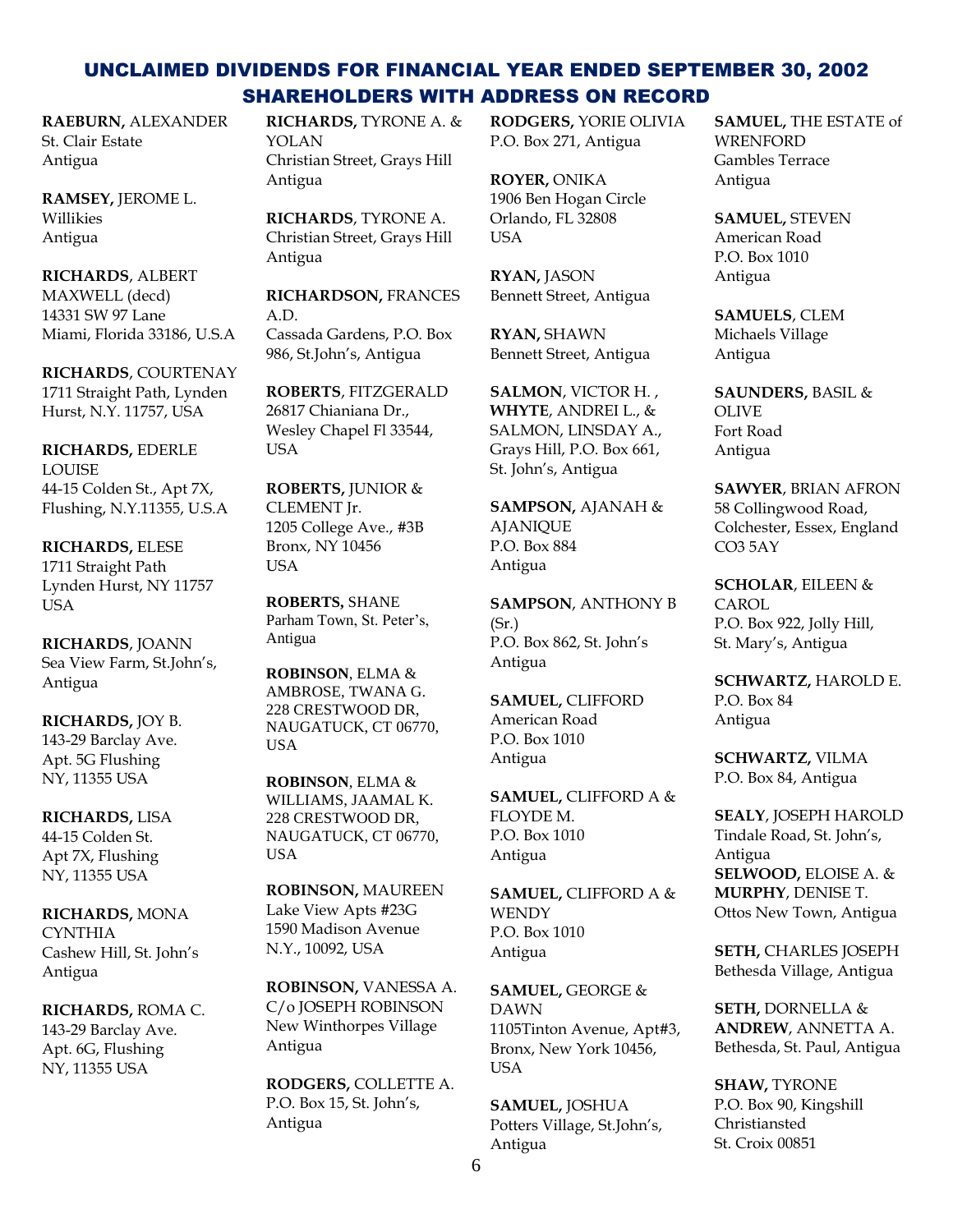# UNCLAIMED DIVIDENDS FOR FINANCIAL YEAR ENDED SEPTEMBER 30, 2002
## SHAREHOLDERS WITH ADDRESS ON RECORD

**RAEBURN,** ALEXANDER
St. Clair Estate
Antigua

**RAMSEY,** JEROME L.
Willikies
Antigua

**RICHARDS**, ALBERT MAXWELL (decd)
14331 SW 97 Lane
Miami, Florida 33186, U.S.A

**RICHARDS**, COURTENAY
1711 Straight Path, Lynden Hurst, N.Y. 11757, USA

**RICHARDS,** EDERLE LOUISE
44-15 Colden St., Apt 7X, Flushing, N.Y.11355, U.S.A

**RICHARDS,** ELESE
1711 Straight Path
Lynden Hurst, NY 11757
USA

**RICHARDS**, JOANN
Sea View Farm, St.John's, Antigua

**RICHARDS,** JOY B.
143-29 Barclay Ave.
Apt. 5G Flushing
NY, 11355 USA

**RICHARDS,** LISA
44-15 Colden St.
Apt 7X, Flushing
NY, 11355 USA

**RICHARDS,** MONA CYNTHIA
Cashew Hill, St. John's
Antigua

**RICHARDS,** ROMA C.
143-29 Barclay Ave.
Apt. 6G, Flushing
NY, 11355 USA

**RICHARDS,** TYRONE A. & YOLAN
Christian Street, Grays Hill
Antigua

**RICHARDS**, TYRONE A.
Christian Street, Grays Hill
Antigua

**RICHARDSON,** FRANCES A.D.
Cassada Gardens, P.O. Box 986, St.John's, Antigua

**ROBERTS**, FITZGERALD
26817 Chianiana Dr., Wesley Chapel Fl 33544, USA

**ROBERTS,** JUNIOR & CLEMENT Jr.
1205 College Ave., #3B
Bronx, NY 10456
USA

**ROBERTS,** SHANE
Parham Town, St. Peter's, Antigua

**ROBINSON**, ELMA & AMBROSE, TWANA G.
228 CRESTWOOD DR, NAUGATUCK, CT 06770, USA

**ROBINSON**, ELMA & WILLIAMS, JAAMAL K.
228 CRESTWOOD DR, NAUGATUCK, CT 06770, USA

**ROBINSON,** MAUREEN
Lake View Apts #23G
1590 Madison Avenue
N.Y., 10092, USA

**ROBINSON,** VANESSA A.
C/o JOSEPH ROBINSON
New Winthorpes Village
Antigua

**RODGERS,** COLLETTE A.
P.O. Box 15, St. John's, Antigua

**RODGERS,** YORIE OLIVIA
P.O. Box 271, Antigua

**ROYER,** ONIKA
1906 Ben Hogan Circle
Orlando, FL 32808
USA

**RYAN,** JASON
Bennett Street, Antigua

**RYAN,** SHAWN
Bennett Street, Antigua

**SALMON**, VICTOR H. , **WHYTE**, ANDREI L., & SALMON, LINSDAY A., Grays Hill, P.O. Box 661, St. John's, Antigua

**SAMPSON,** AJANAH & AJANIQUE
P.O. Box 884
Antigua

**SAMPSON**, ANTHONY B (Sr.)
P.O. Box 862, St. John's
Antigua

**SAMUEL,** CLIFFORD
American Road
P.O. Box 1010
Antigua

**SAMUEL,** CLIFFORD A & FLOYDE M.
P.O. Box 1010
Antigua

**SAMUEL,** CLIFFORD A & WENDY
P.O. Box 1010
Antigua

**SAMUEL,** GEORGE & DAWN
1105Tinton Avenue, Apt#3, Bronx, New York 10456, USA

**SAMUEL,** JOSHUA
Potters Village, St.John's, Antigua

**SAMUEL,** THE ESTATE of WRENFORD
Gambles Terrace
Antigua

**SAMUEL,** STEVEN
American Road
P.O. Box 1010
Antigua

**SAMUELS**, CLEM
Michaels Village
Antigua

**SAUNDERS,** BASIL & OLIVE
Fort Road
Antigua

**SAWYER**, BRIAN AFRON
58 Collingwood Road, Colchester, Essex, England CO3 5AY

**SCHOLAR**, EILEEN & CAROL
P.O. Box 922, Jolly Hill, St. Mary's, Antigua

**SCHWARTZ,** HAROLD E.
P.O. Box 84
Antigua

**SCHWARTZ,** VILMA
P.O. Box 84, Antigua

**SEALY**, JOSEPH HAROLD
Tindale Road, St. John's, Antigua

**SELWOOD,** ELOISE A. & **MURPHY**, DENISE T.
Ottos New Town, Antigua

**SETH,** CHARLES JOSEPH
Bethesda Village, Antigua

**SETH,** DORNELLA & **ANDREW**, ANNETTA A.
Bethesda, St. Paul, Antigua

**SHAW,** TYRONE
P.O. Box 90, Kingshill
Christiansted
St. Croix 00851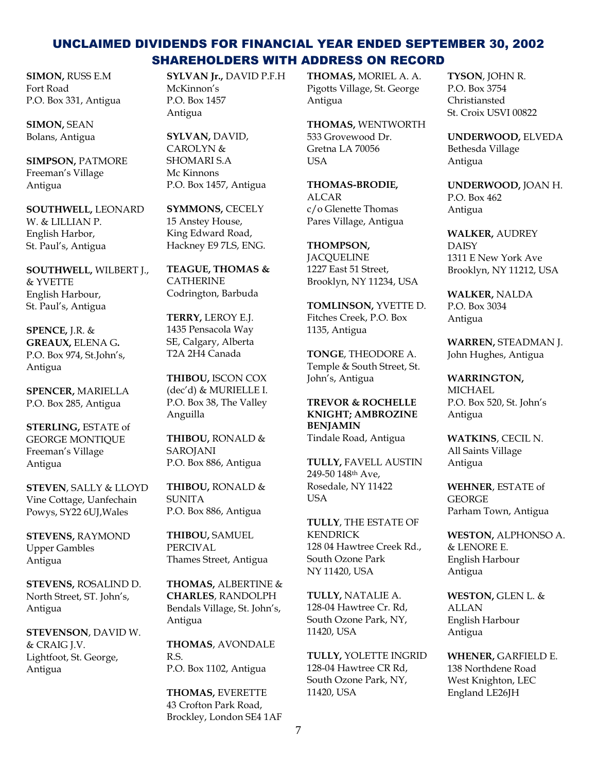# UNCLAIMED DIVIDENDS FOR FINANCIAL YEAR ENDED SEPTEMBER 30, 2002
## SHAREHOLDERS WITH ADDRESS ON RECORD

**SIMON,** RUSS E.M
Fort Road
P.O. Box 331, Antigua

**SIMON,** SEAN
Bolans, Antigua

**SIMPSON,** PATMORE
Freeman's Village
Antigua

**SOUTHWELL,** LEONARD W. & LILLIAN P.
English Harbor,
St. Paul's, Antigua

**SOUTHWELL,** WILBERT J., & YVETTE
English Harbour,
St. Paul's, Antigua

**SPENCE,** J.R. & **GREAUX,** ELENA G.
P.O. Box 974, St.John's,
Antigua

**SPENCER,** MARIELLA
P.O. Box 285, Antigua

**STERLING,** ESTATE of GEORGE MONTIQUE
Freeman's Village
Antigua

**STEVEN**, SALLY & LLOYD
Vine Cottage, Uanfechain
Powys, SY22 6UJ,Wales

**STEVENS,** RAYMOND
Upper Gambles
Antigua

**STEVENS,** ROSALIND D.
North Street, ST. John's,
Antigua

**STEVENSON**, DAVID W. & CRAIG J.V.
Lightfoot, St. George,
Antigua

**SYLVAN Jr.,** DAVID P.F.H
McKinnon's
P.O. Box 1457
Antigua

**SYLVAN,** DAVID, CAROLYN & SHOMARI S.A
Mc Kinnons
P.O. Box 1457, Antigua

**SYMMONS,** CECELY
15 Anstey House,
King Edward Road,
Hackney E9 7LS, ENG.

**TEAGUE, THOMAS &** CATHERINE
Codrington, Barbuda

**TERRY,** LEROY E.J.
1435 Pensacola Way
SE, Calgary, Alberta
T2A 2H4 Canada

**THIBOU,** ISCON COX (dec'd) & MURIELLE I.
P.O. Box 38, The Valley
Anguilla

**THIBOU,** RONALD & SAROJANI
P.O. Box 886, Antigua

**THIBOU,** RONALD & SUNITA
P.O. Box 886, Antigua

**THIBOU,** SAMUEL PERCIVAL
Thames Street, Antigua

**THOMAS,** ALBERTINE & **CHARLES**, RANDOLPH
Bendals Village, St. John's,
Antigua

**THOMAS**, AVONDALE R.S.
P.O. Box 1102, Antigua

**THOMAS,** EVERETTE
43 Crofton Park Road,
Brockley, London SE4 1AF

**THOMAS,** MORIEL A. A.
Pigotts Village, St. George
Antigua

**THOMAS,** WENTWORTH
533 Grovewood Dr.
Gretna LA 70056
USA

**THOMAS-BRODIE,** ALCAR
c/o Glenette Thomas
Pares Village, Antigua

**THOMPSON,** JACQUELINE
1227 East 51 Street,
Brooklyn, NY 11234, USA

**TOMLINSON,** YVETTE D.
Fitches Creek, P.O. Box
1135, Antigua

**TONGE**, THEODORE A.
Temple & South Street, St.
John's, Antigua

**TREVOR & ROCHELLE KNIGHT; AMBROZINE BENJAMIN**
Tindale Road, Antigua

**TULLY,** FAVELL AUSTIN
249-50 148th Ave,
Rosedale, NY 11422
USA

**TULLY**, THE ESTATE OF KENDRICK
128 04 Hawtree Creek Rd.,
South Ozone Park
NY 11420, USA

**TULLY,** NATALIE A.
128-04 Hawtree Cr. Rd,
South Ozone Park, NY,
11420, USA

**TULLY,** YOLETTE INGRID
128-04 Hawtree CR Rd,
South Ozone Park, NY,
11420, USA

**TYSON**, JOHN R.
P.O. Box 3754
Christiansted
St. Croix USVI 00822

**UNDERWOOD,** ELVEDA
Bethesda Village
Antigua

**UNDERWOOD,** JOAN H.
P.O. Box 462
Antigua

**WALKER,** AUDREY DAISY
1311 E New York Ave
Brooklyn, NY 11212, USA

**WALKER,** NALDA
P.O. Box 3034
Antigua

**WARREN,** STEADMAN J.
John Hughes, Antigua

**WARRINGTON,** MICHAEL
P.O. Box 520, St. John's
Antigua

**WATKINS**, CECIL N.
All Saints Village
Antigua

**WEHNER**, ESTATE of GEORGE
Parham Town, Antigua

**WESTON,** ALPHONSO A. & LENORE E.
English Harbour
Antigua

**WESTON,** GLEN L. & ALLAN
English Harbour
Antigua

**WHENER,** GARFIELD E.
138 Northdene Road
West Knighton, LEC
England LE26JH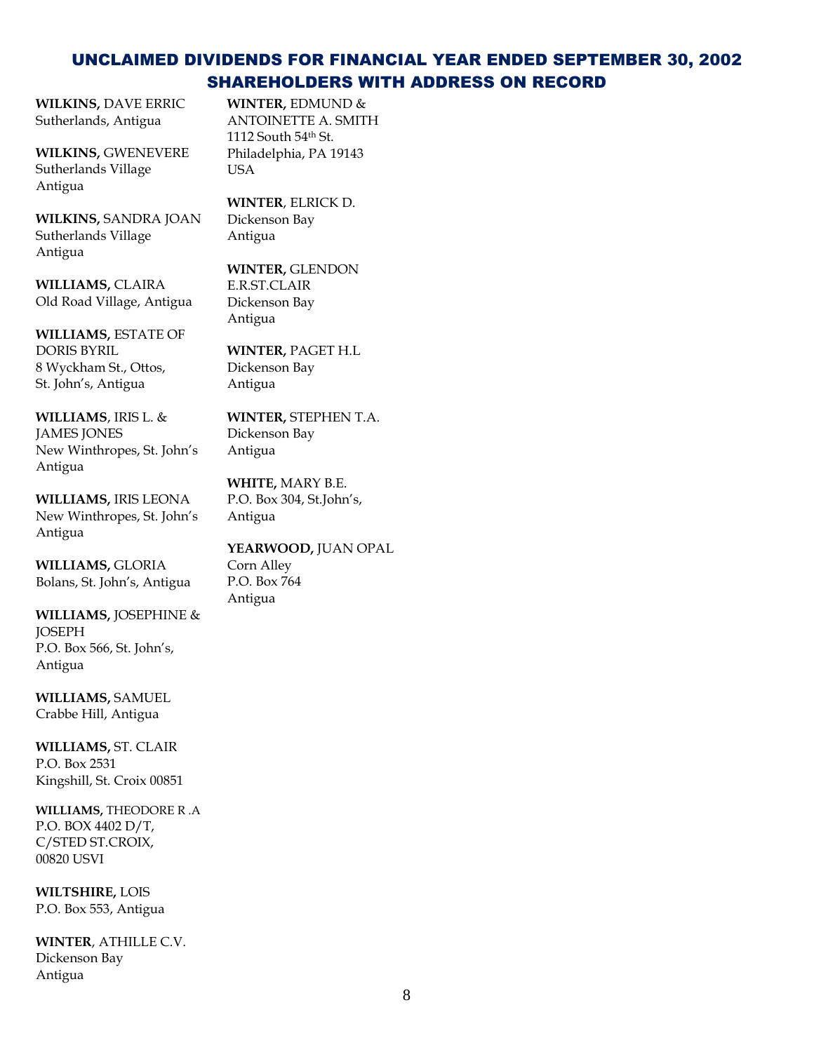## UNCLAIMED DIVIDENDS FOR FINANCIAL YEAR ENDED SEPTEMBER 30, 2002
## SHAREHOLDERS WITH ADDRESS ON RECORD

**WILKINS,** DAVE ERRIC
Sutherlands, Antigua

**WILKINS,** GWENEVERE
Sutherlands Village
Antigua

**WILKINS,** SANDRA JOAN
Sutherlands Village
Antigua

**WILLIAMS,** CLAIRA
Old Road Village, Antigua

**WILLIAMS,** ESTATE OF
DORIS BYRIL
8 Wyckham St., Ottos,
St. John's, Antigua

**WILLIAMS**, IRIS L. &
JAMES JONES
New Winthropes, St. John's
Antigua

**WILLIAMS,** IRIS LEONA
New Winthropes, St. John's
Antigua

**WILLIAMS,** GLORIA
Bolans, St. John's, Antigua

**WILLIAMS,** JOSEPHINE &
JOSEPH
P.O. Box 566, St. John's,
Antigua

**WILLIAMS,** SAMUEL
Crabbe Hill, Antigua

**WILLIAMS,** ST. CLAIR
P.O. Box 2531
Kingshill, St. Croix 00851

**WILLIAMS,** THEODORE R .A
P.O. BOX 4402 D/T,
C/STED ST.CROIX,
00820 USVI

**WILTSHIRE,** LOIS
P.O. Box 553, Antigua

**WINTER**, ATHILLE C.V.
Dickenson Bay
Antigua

**WINTER,** EDMUND &
ANTOINETTE A. SMITH
1112 South 54th St.
Philadelphia, PA 19143
USA

**WINTER**, ELRICK D.
Dickenson Bay
Antigua

**WINTER,** GLENDON
E.R.ST.CLAIR
Dickenson Bay
Antigua

**WINTER,** PAGET H.L
Dickenson Bay
Antigua

**WINTER,** STEPHEN T.A.
Dickenson Bay
Antigua

**WHITE,** MARY B.E.
P.O. Box 304, St.John's,
Antigua

**YEARWOOD,** JUAN OPAL
Corn Alley
P.O. Box 764
Antigua